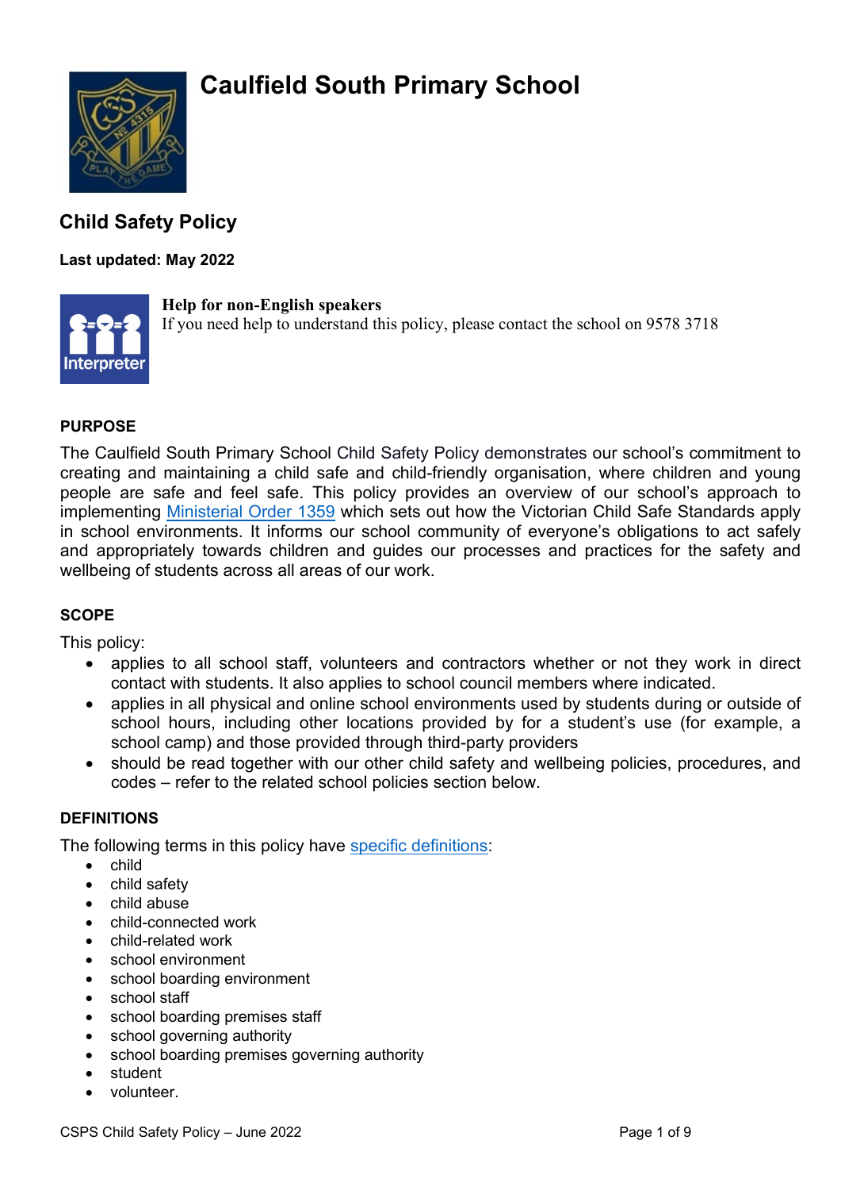# Caulfield South Primary School

## Child Safety Policy

**Last updated: May 2022**

**Help for non-English speakers**
If you need help to understand this policy, please contact the school on 9578 3718

### PURPOSE

The Caulfield South Primary School Child Safety Policy demonstrates our school's commitment to creating and maintaining a child safe and child-friendly organisation, where children and young people are safe and feel safe. This policy provides an overview of our school's approach to implementing [Ministerial Order 1359](Ministerial Order 1359) which sets out how the Victorian Child Safe Standards apply in school environments. It informs our school community of everyone's obligations to act safely and appropriately towards children and guides our processes and practices for the safety and wellbeing of students across all areas of our work.

### SCOPE

This policy:

- applies to all school staff, volunteers and contractors whether or not they work in direct contact with students. It also applies to school council members where indicated.
- applies in all physical and online school environments used by students during or outside of school hours, including other locations provided by for a student's use (for example, a school camp) and those provided through third-party providers
- should be read together with our other child safety and wellbeing policies, procedures, and codes – refer to the related school policies section below.

### DEFINITIONS

The following terms in this policy have [specific definitions](specific definitions):

- child
- child safety
- child abuse
- child-connected work
- child-related work
- school environment
- school boarding environment
- school staff
- school boarding premises staff
- school governing authority
- school boarding premises governing authority
- student
- volunteer.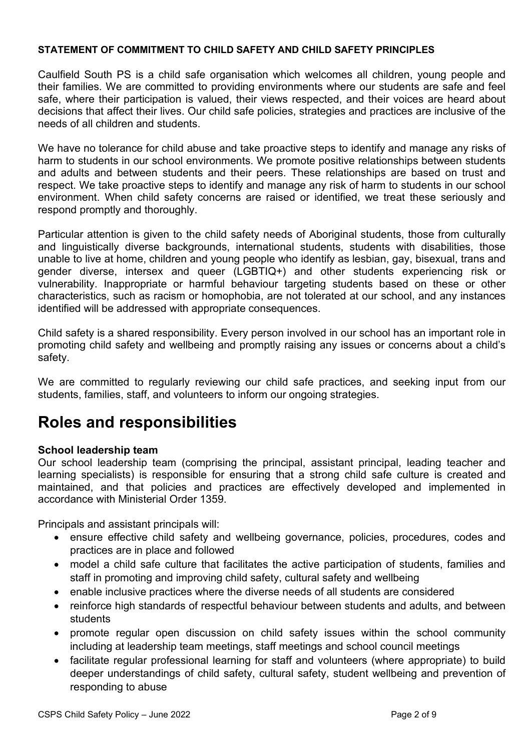**STATEMENT OF COMMITMENT TO CHILD SAFETY AND CHILD SAFETY PRINCIPLES**

Caulfield South PS is a child safe organisation which welcomes all children, young people and their families. We are committed to providing environments where our students are safe and feel safe, where their participation is valued, their views respected, and their voices are heard about decisions that affect their lives. Our child safe policies, strategies and practices are inclusive of the needs of all children and students.

We have no tolerance for child abuse and take proactive steps to identify and manage any risks of harm to students in our school environments. We promote positive relationships between students and adults and between students and their peers. These relationships are based on trust and respect. We take proactive steps to identify and manage any risk of harm to students in our school environment. When child safety concerns are raised or identified, we treat these seriously and respond promptly and thoroughly.

Particular attention is given to the child safety needs of Aboriginal students, those from culturally and linguistically diverse backgrounds, international students, students with disabilities, those unable to live at home, children and young people who identify as lesbian, gay, bisexual, trans and gender diverse, intersex and queer (LGBTIQ+) and other students experiencing risk or vulnerability. Inappropriate or harmful behaviour targeting students based on these or other characteristics, such as racism or homophobia, are not tolerated at our school, and any instances identified will be addressed with appropriate consequences.

Child safety is a shared responsibility. Every person involved in our school has an important role in promoting child safety and wellbeing and promptly raising any issues or concerns about a child's safety.

We are committed to regularly reviewing our child safe practices, and seeking input from our students, families, staff, and volunteers to inform our ongoing strategies.

# Roles and responsibilities

**School leadership team**
Our school leadership team (comprising the principal, assistant principal, leading teacher and learning specialists) is responsible for ensuring that a strong child safe culture is created and maintained, and that policies and practices are effectively developed and implemented in accordance with Ministerial Order 1359.

Principals and assistant principals will:

- ensure effective child safety and wellbeing governance, policies, procedures, codes and practices are in place and followed
- model a child safe culture that facilitates the active participation of students, families and staff in promoting and improving child safety, cultural safety and wellbeing
- enable inclusive practices where the diverse needs of all students are considered
- reinforce high standards of respectful behaviour between students and adults, and between students
- promote regular open discussion on child safety issues within the school community including at leadership team meetings, staff meetings and school council meetings
- facilitate regular professional learning for staff and volunteers (where appropriate) to build deeper understandings of child safety, cultural safety, student wellbeing and prevention of responding to abuse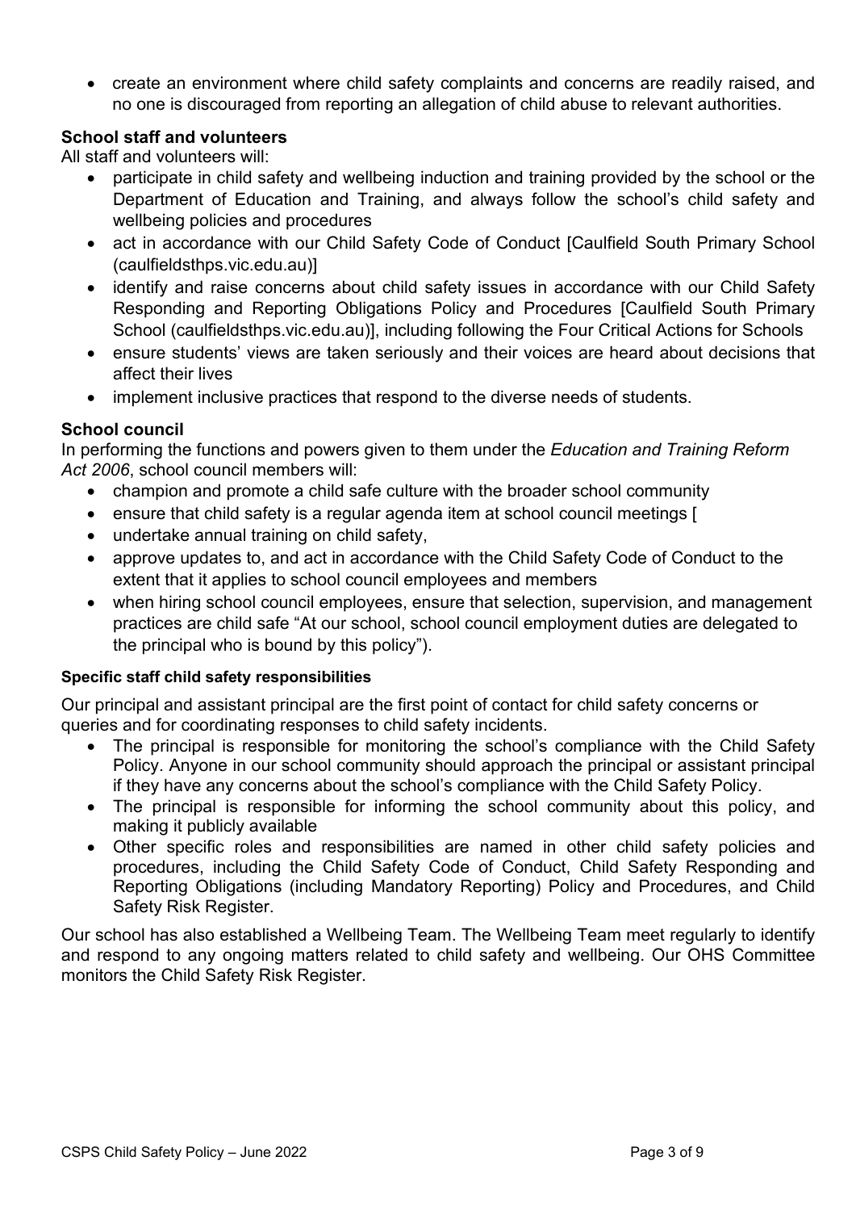- create an environment where child safety complaints and concerns are readily raised, and no one is discouraged from reporting an allegation of child abuse to relevant authorities.

### School staff and volunteers

All staff and volunteers will:

- participate in child safety and wellbeing induction and training provided by the school or the Department of Education and Training, and always follow the school's child safety and wellbeing policies and procedures
- act in accordance with our Child Safety Code of Conduct [Caulfield South Primary School (caulfieldsthps.vic.edu.au)]
- identify and raise concerns about child safety issues in accordance with our Child Safety Responding and Reporting Obligations Policy and Procedures [Caulfield South Primary School (caulfieldsthps.vic.edu.au)], including following the Four Critical Actions for Schools
- ensure students' views are taken seriously and their voices are heard about decisions that affect their lives
- implement inclusive practices that respond to the diverse needs of students.

### School council

In performing the functions and powers given to them under the *Education and Training Reform Act 2006*, school council members will:

- champion and promote a child safe culture with the broader school community
- ensure that child safety is a regular agenda item at school council meetings [
- undertake annual training on child safety,
- approve updates to, and act in accordance with the Child Safety Code of Conduct to the extent that it applies to school council employees and members
- when hiring school council employees, ensure that selection, supervision, and management practices are child safe "At our school, school council employment duties are delegated to the principal who is bound by this policy").

#### Specific staff child safety responsibilities

Our principal and assistant principal are the first point of contact for child safety concerns or queries and for coordinating responses to child safety incidents.

- The principal is responsible for monitoring the school's compliance with the Child Safety Policy. Anyone in our school community should approach the principal or assistant principal if they have any concerns about the school's compliance with the Child Safety Policy.
- The principal is responsible for informing the school community about this policy, and making it publicly available
- Other specific roles and responsibilities are named in other child safety policies and procedures, including the Child Safety Code of Conduct, Child Safety Responding and Reporting Obligations (including Mandatory Reporting) Policy and Procedures, and Child Safety Risk Register.

Our school has also established a Wellbeing Team. The Wellbeing Team meet regularly to identify and respond to any ongoing matters related to child safety and wellbeing. Our OHS Committee monitors the Child Safety Risk Register.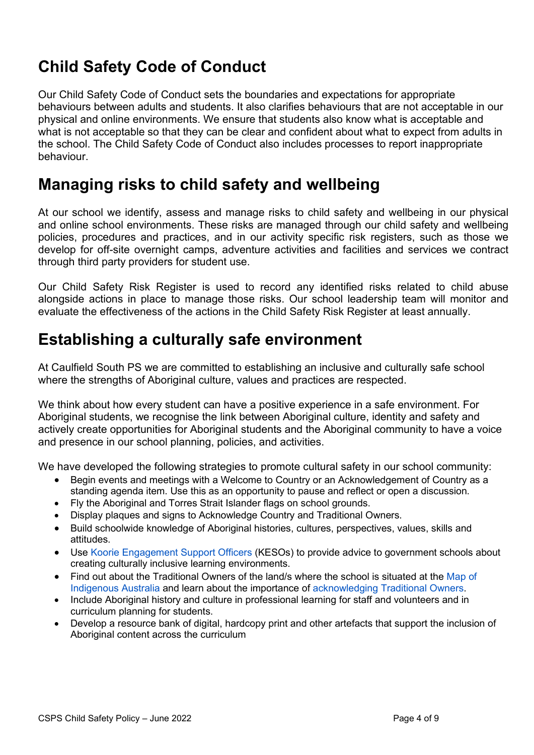## Child Safety Code of Conduct

Our Child Safety Code of Conduct sets the boundaries and expectations for appropriate behaviours between adults and students. It also clarifies behaviours that are not acceptable in our physical and online environments. We ensure that students also know what is acceptable and what is not acceptable so that they can be clear and confident about what to expect from adults in the school. The Child Safety Code of Conduct also includes processes to report inappropriate behaviour.

## Managing risks to child safety and wellbeing

At our school we identify, assess and manage risks to child safety and wellbeing in our physical and online school environments. These risks are managed through our child safety and wellbeing policies, procedures and practices, and in our activity specific risk registers, such as those we develop for off-site overnight camps, adventure activities and facilities and services we contract through third party providers for student use.

Our Child Safety Risk Register is used to record any identified risks related to child abuse alongside actions in place to manage those risks. Our school leadership team will monitor and evaluate the effectiveness of the actions in the Child Safety Risk Register at least annually.

## Establishing a culturally safe environment

At Caulfield South PS we are committed to establishing an inclusive and culturally safe school where the strengths of Aboriginal culture, values and practices are respected.

We think about how every student can have a positive experience in a safe environment. For Aboriginal students, we recognise the link between Aboriginal culture, identity and safety and actively create opportunities for Aboriginal students and the Aboriginal community to have a voice and presence in our school planning, policies, and activities.

We have developed the following strategies to promote cultural safety in our school community:

- Begin events and meetings with a Welcome to Country or an Acknowledgement of Country as a standing agenda item. Use this as an opportunity to pause and reflect or open a discussion.
- Fly the Aboriginal and Torres Strait Islander flags on school grounds.
- Display plaques and signs to Acknowledge Country and Traditional Owners.
- Build schoolwide knowledge of Aboriginal histories, cultures, perspectives, values, skills and attitudes.
- Use Koorie Engagement Support Officers (KESOs) to provide advice to government schools about creating culturally inclusive learning environments.
- Find out about the Traditional Owners of the land/s where the school is situated at the Map of Indigenous Australia and learn about the importance of acknowledging Traditional Owners.
- Include Aboriginal history and culture in professional learning for staff and volunteers and in curriculum planning for students.
- Develop a resource bank of digital, hardcopy print and other artefacts that support the inclusion of Aboriginal content across the curriculum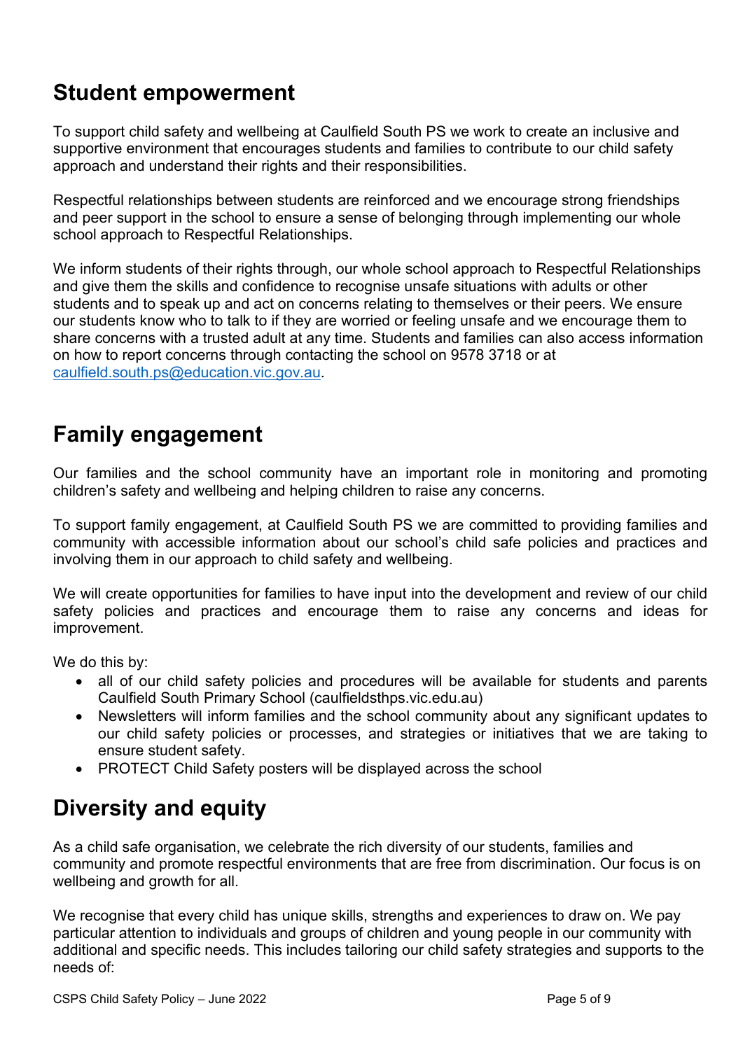## Student empowerment

To support child safety and wellbeing at Caulfield South PS we work to create an inclusive and supportive environment that encourages students and families to contribute to our child safety approach and understand their rights and their responsibilities.

Respectful relationships between students are reinforced and we encourage strong friendships and peer support in the school to ensure a sense of belonging through implementing our whole school approach to Respectful Relationships.

We inform students of their rights through, our whole school approach to Respectful Relationships and give them the skills and confidence to recognise unsafe situations with adults or other students and to speak up and act on concerns relating to themselves or their peers. We ensure our students know who to talk to if they are worried or feeling unsafe and we encourage them to share concerns with a trusted adult at any time. Students and families can also access information on how to report concerns through contacting the school on 9578 3718 or at [caulfield.south.ps@education.vic.gov.au](mailto:caulfield.south.ps@education.vic.gov.au).

## Family engagement

Our families and the school community have an important role in monitoring and promoting children's safety and wellbeing and helping children to raise any concerns.

To support family engagement, at Caulfield South PS we are committed to providing families and community with accessible information about our school's child safe policies and practices and involving them in our approach to child safety and wellbeing.

We will create opportunities for families to have input into the development and review of our child safety policies and practices and encourage them to raise any concerns and ideas for improvement.

We do this by:

- all of our child safety policies and procedures will be available for students and parents Caulfield South Primary School (caulfieldsthps.vic.edu.au)
- Newsletters will inform families and the school community about any significant updates to our child safety policies or processes, and strategies or initiatives that we are taking to ensure student safety.
- PROTECT Child Safety posters will be displayed across the school

## Diversity and equity

As a child safe organisation, we celebrate the rich diversity of our students, families and community and promote respectful environments that are free from discrimination. Our focus is on wellbeing and growth for all.

We recognise that every child has unique skills, strengths and experiences to draw on. We pay particular attention to individuals and groups of children and young people in our community with additional and specific needs. This includes tailoring our child safety strategies and supports to the needs of: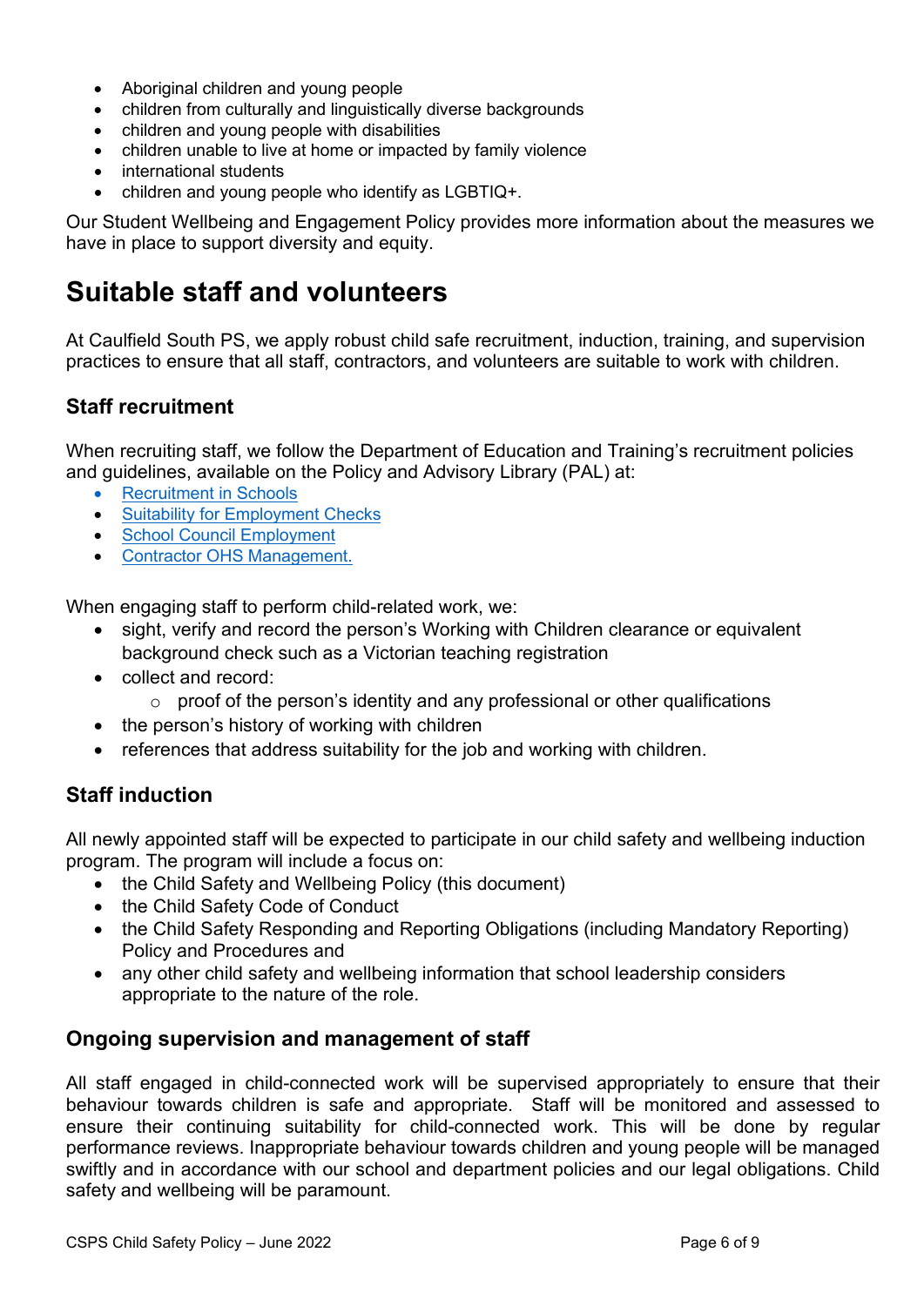- Aboriginal children and young people
- children from culturally and linguistically diverse backgrounds
- children and young people with disabilities
- children unable to live at home or impacted by family violence
- international students
- children and young people who identify as LGBTIQ+.

Our Student Wellbeing and Engagement Policy provides more information about the measures we have in place to support diversity and equity.

# Suitable staff and volunteers

At Caulfield South PS, we apply robust child safe recruitment, induction, training, and supervision practices to ensure that all staff, contractors, and volunteers are suitable to work with children.

## Staff recruitment

When recruiting staff, we follow the Department of Education and Training's recruitment policies and guidelines, available on the Policy and Advisory Library (PAL) at:

- Recruitment in Schools
- Suitability for Employment Checks
- School Council Employment
- Contractor OHS Management.

When engaging staff to perform child-related work, we:

- sight, verify and record the person's Working with Children clearance or equivalent background check such as a Victorian teaching registration
- collect and record:
    - proof of the person's identity and any professional or other qualifications
- the person's history of working with children
- references that address suitability for the job and working with children.

## Staff induction

All newly appointed staff will be expected to participate in our child safety and wellbeing induction program. The program will include a focus on:

- the Child Safety and Wellbeing Policy (this document)
- the Child Safety Code of Conduct
- the Child Safety Responding and Reporting Obligations (including Mandatory Reporting) Policy and Procedures and
- any other child safety and wellbeing information that school leadership considers appropriate to the nature of the role.

## Ongoing supervision and management of staff

All staff engaged in child-connected work will be supervised appropriately to ensure that their behaviour towards children is safe and appropriate. Staff will be monitored and assessed to ensure their continuing suitability for child-connected work. This will be done by regular performance reviews. Inappropriate behaviour towards children and young people will be managed swiftly and in accordance with our school and department policies and our legal obligations. Child safety and wellbeing will be paramount.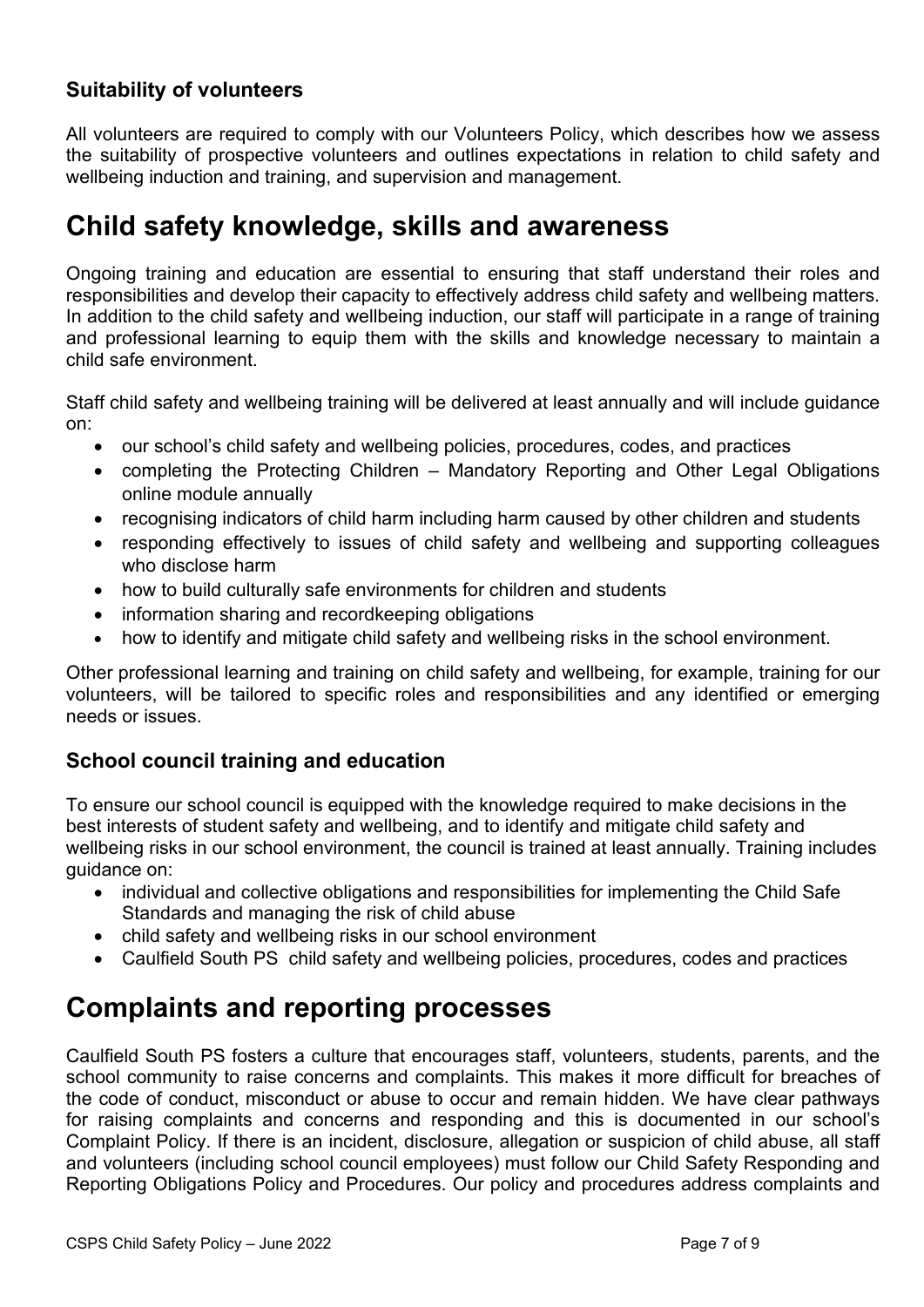### Suitability of volunteers

All volunteers are required to comply with our Volunteers Policy, which describes how we assess the suitability of prospective volunteers and outlines expectations in relation to child safety and wellbeing induction and training, and supervision and management.

## Child safety knowledge, skills and awareness

Ongoing training and education are essential to ensuring that staff understand their roles and responsibilities and develop their capacity to effectively address child safety and wellbeing matters. In addition to the child safety and wellbeing induction, our staff will participate in a range of training and professional learning to equip them with the skills and knowledge necessary to maintain a child safe environment.

Staff child safety and wellbeing training will be delivered at least annually and will include guidance on:

- our school's child safety and wellbeing policies, procedures, codes, and practices
- completing the Protecting Children – Mandatory Reporting and Other Legal Obligations online module annually
- recognising indicators of child harm including harm caused by other children and students
- responding effectively to issues of child safety and wellbeing and supporting colleagues who disclose harm
- how to build culturally safe environments for children and students
- information sharing and recordkeeping obligations
- how to identify and mitigate child safety and wellbeing risks in the school environment.

Other professional learning and training on child safety and wellbeing, for example, training for our volunteers, will be tailored to specific roles and responsibilities and any identified or emerging needs or issues.

### School council training and education

To ensure our school council is equipped with the knowledge required to make decisions in the best interests of student safety and wellbeing, and to identify and mitigate child safety and wellbeing risks in our school environment, the council is trained at least annually. Training includes guidance on:

- individual and collective obligations and responsibilities for implementing the Child Safe Standards and managing the risk of child abuse
- child safety and wellbeing risks in our school environment
- Caulfield South PS child safety and wellbeing policies, procedures, codes and practices

## Complaints and reporting processes

Caulfield South PS fosters a culture that encourages staff, volunteers, students, parents, and the school community to raise concerns and complaints. This makes it more difficult for breaches of the code of conduct, misconduct or abuse to occur and remain hidden. We have clear pathways for raising complaints and concerns and responding and this is documented in our school's Complaint Policy. If there is an incident, disclosure, allegation or suspicion of child abuse, all staff and volunteers (including school council employees) must follow our Child Safety Responding and Reporting Obligations Policy and Procedures. Our policy and procedures address complaints and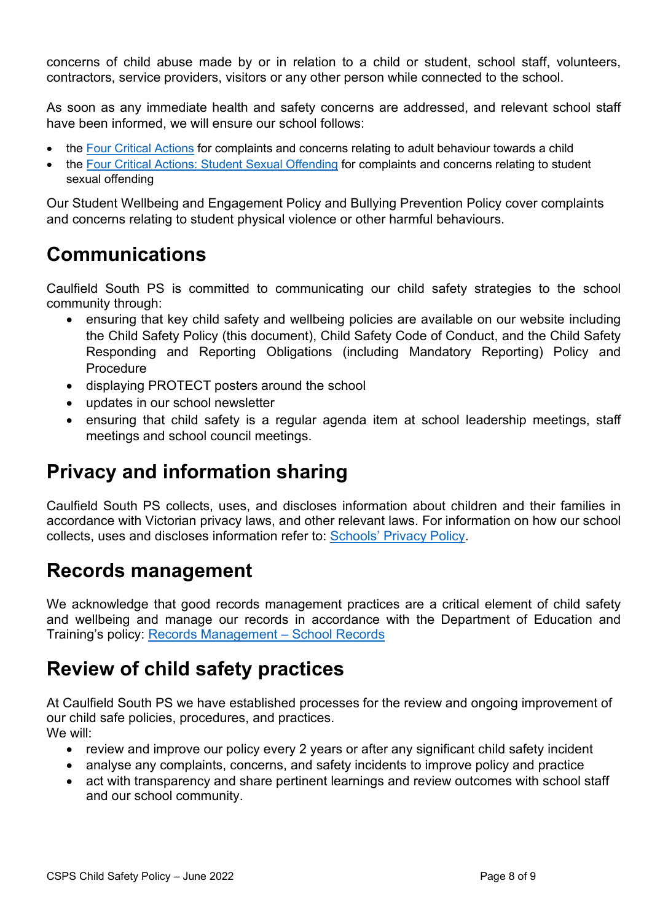concerns of child abuse made by or in relation to a child or student, school staff, volunteers, contractors, service providers, visitors or any other person while connected to the school.

As soon as any immediate health and safety concerns are addressed, and relevant school staff have been informed, we will ensure our school follows:

- the Four Critical Actions for complaints and concerns relating to adult behaviour towards a child
- the Four Critical Actions: Student Sexual Offending for complaints and concerns relating to student sexual offending

Our Student Wellbeing and Engagement Policy and Bullying Prevention Policy cover complaints and concerns relating to student physical violence or other harmful behaviours.

## Communications

Caulfield South PS is committed to communicating our child safety strategies to the school community through:

- ensuring that key child safety and wellbeing policies are available on our website including the Child Safety Policy (this document), Child Safety Code of Conduct, and the Child Safety Responding and Reporting Obligations (including Mandatory Reporting) Policy and Procedure
- displaying PROTECT posters around the school
- updates in our school newsletter
- ensuring that child safety is a regular agenda item at school leadership meetings, staff meetings and school council meetings.

## Privacy and information sharing

Caulfield South PS collects, uses, and discloses information about children and their families in accordance with Victorian privacy laws, and other relevant laws. For information on how our school collects, uses and discloses information refer to: Schools' Privacy Policy.

## Records management

We acknowledge that good records management practices are a critical element of child safety and wellbeing and manage our records in accordance with the Department of Education and Training's policy: Records Management – School Records

## Review of child safety practices

At Caulfield South PS we have established processes for the review and ongoing improvement of our child safe policies, procedures, and practices.
We will:

- review and improve our policy every 2 years or after any significant child safety incident
- analyse any complaints, concerns, and safety incidents to improve policy and practice
- act with transparency and share pertinent learnings and review outcomes with school staff and our school community.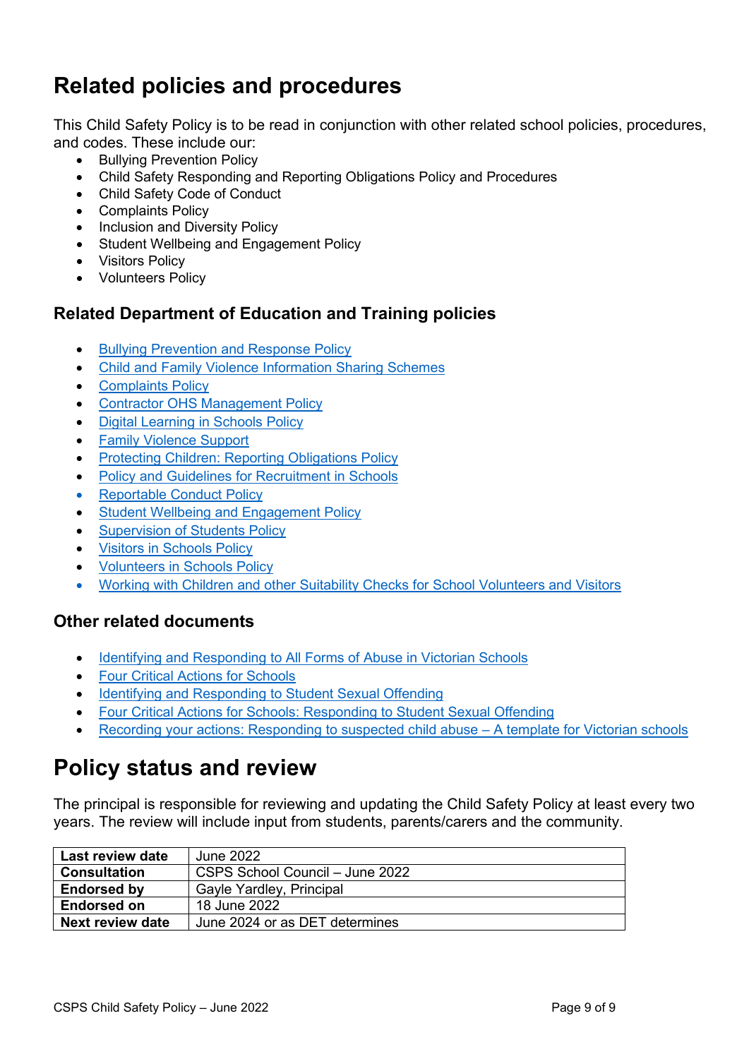# Related policies and procedures

This Child Safety Policy is to be read in conjunction with other related school policies, procedures, and codes. These include our:

- Bullying Prevention Policy
- Child Safety Responding and Reporting Obligations Policy and Procedures
- Child Safety Code of Conduct
- Complaints Policy
- Inclusion and Diversity Policy
- Student Wellbeing and Engagement Policy
- Visitors Policy
- Volunteers Policy

## Related Department of Education and Training policies

- Bullying Prevention and Response Policy
- Child and Family Violence Information Sharing Schemes
- Complaints Policy
- Contractor OHS Management Policy
- Digital Learning in Schools Policy
- Family Violence Support
- Protecting Children: Reporting Obligations Policy
- Policy and Guidelines for Recruitment in Schools
- Reportable Conduct Policy
- Student Wellbeing and Engagement Policy
- Supervision of Students Policy
- Visitors in Schools Policy
- Volunteers in Schools Policy
- Working with Children and other Suitability Checks for School Volunteers and Visitors

## Other related documents

- Identifying and Responding to All Forms of Abuse in Victorian Schools
- Four Critical Actions for Schools
- Identifying and Responding to Student Sexual Offending
- Four Critical Actions for Schools: Responding to Student Sexual Offending
- Recording your actions: Responding to suspected child abuse – A template for Victorian schools

# Policy status and review

The principal is responsible for reviewing and updating the Child Safety Policy at least every two years. The review will include input from students, parents/carers and the community.

| | |
|---|---|
| **Last review date** | June 2022 |
| **Consultation** | CSPS School Council – June 2022 |
| **Endorsed by** | Gayle Yardley, Principal |
| **Endorsed on** | 18 June 2022 |
| **Next review date** | June 2024 or as DET determines |